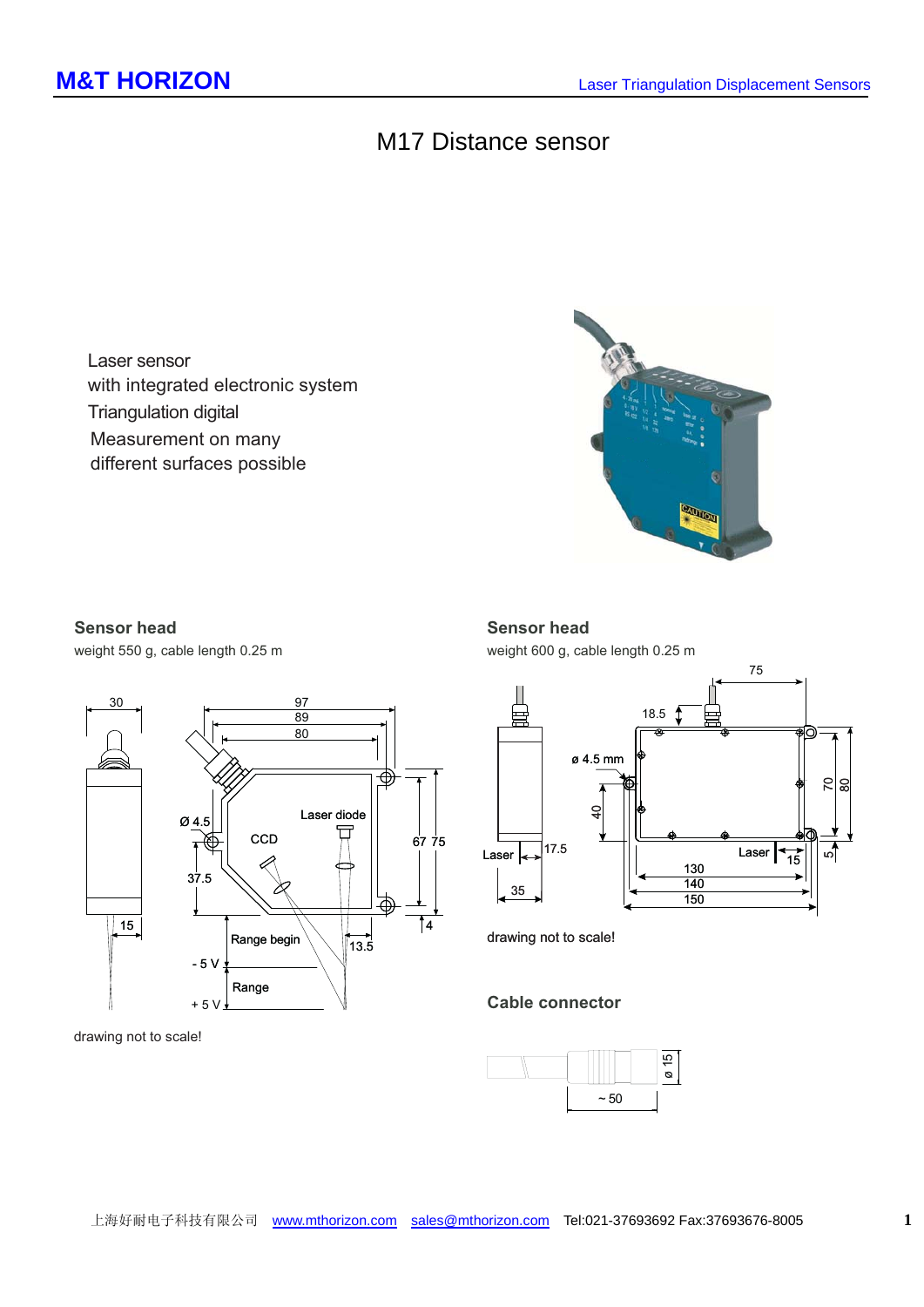# M17 Distance sensor

Laser sensor
with integrated electronic system
Triangulation digital
Measurement on many
different surfaces possible

### Sensor head

weight 550 g, cable length 0.25 m

drawing not to scale!

### Sensor head

weight 600 g, cable length 0.25 m

drawing not to scale!

### Cable connector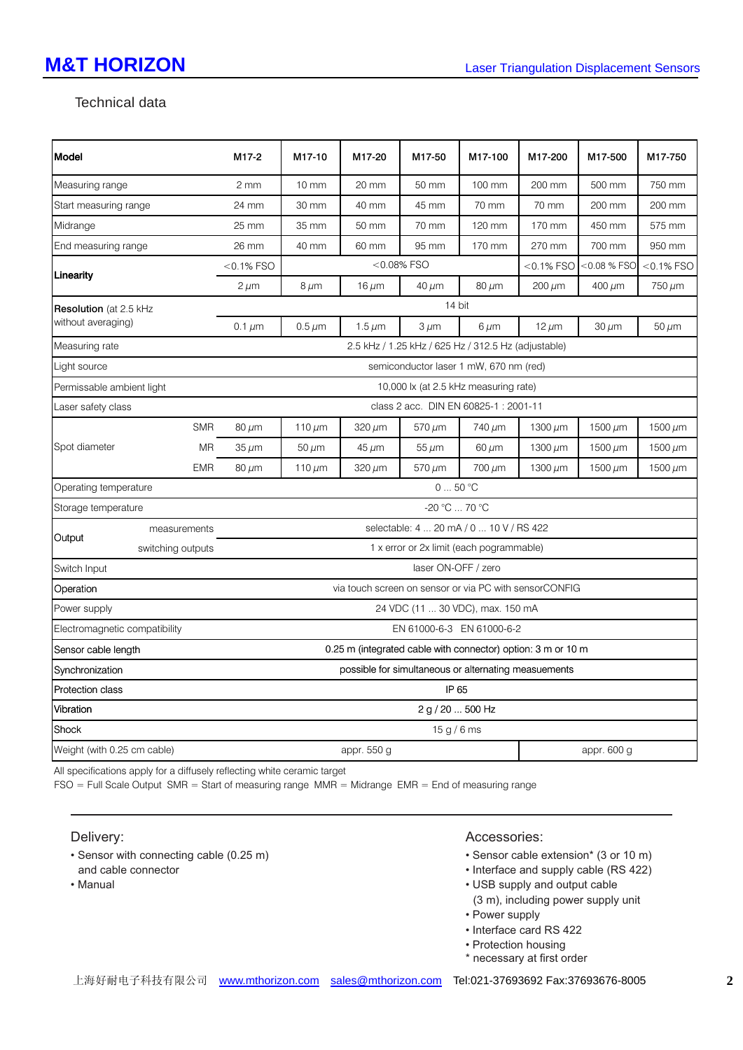Technical data

| Model | | M17-2 | M17-10 | M17-20 | M17-50 | M17-100 | M17-200 | M17-500 | M17-750 |
|---|---|---|---|---|---|---|---|---|---|
| Measuring range | | 2 mm | 10 mm | 20 mm | 50 mm | 100 mm | 200 mm | 500 mm | 750 mm |
| Start measuring range | | 24 mm | 30 mm | 40 mm | 45 mm | 70 mm | 70 mm | 200 mm | 200 mm |
| Midrange | | 25 mm | 35 mm | 50 mm | 70 mm | 120 mm | 170 mm | 450 mm | 575 mm |
| End measuring range | | 26 mm | 40 mm | 60 mm | 95 mm | 170 mm | 270 mm | 700 mm | 950 mm |
| Linearity | | <0.1% FSO | <0.08% FSO | | | | <0.1% FSO | <0.08 % FSO | <0.1% FSO |
| | | 2 µm | 8 µm | 16 µm | 40 µm | 80 µm | 200 µm | 400 µm | 750 µm |
| Resolution (at 2.5 kHz without averaging) | | 14 bit | | | | | | | |
| | | 0.1 µm | 0.5 µm | 1.5 µm | 3 µm | 6 µm | 12 µm | 30 µm | 50 µm |
| Measuring rate | | 2.5 kHz / 1.25 kHz / 625 Hz / 312.5 Hz (adjustable) | | | | | | | |
| Light source | | semiconductor laser 1 mW, 670 nm (red) | | | | | | | |
| Permissable ambient light | | 10,000 lx (at 2.5 kHz measuring rate) | | | | | | | |
| Laser safety class | | class 2 acc. DIN EN 60825-1 : 2001-11 | | | | | | | |
| Spot diameter | SMR | 80 µm | 110 µm | 320 µm | 570 µm | 740 µm | 1300 µm | 1500 µm | 1500 µm |
| | MR | 35 µm | 50 µm | 45 µm | 55 µm | 60 µm | 1300 µm | 1500 µm | 1500 µm |
| | EMR | 80 µm | 110 µm | 320 µm | 570 µm | 700 µm | 1300 µm | 1500 µm | 1500 µm |
| Operating temperature | | 0 ... 50 °C | | | | | | | |
| Storage temperature | | -20 °C ... 70 °C | | | | | | | |
| Output | measurements | selectable: 4 ... 20 mA / 0 ... 10 V / RS 422 | | | | | | | |
| | switching outputs | 1 x error or 2x limit (each pogrammable) | | | | | | | |
| Switch Input | | laser ON-OFF / zero | | | | | | | |
| Operation | | via touch screen on sensor or via PC with sensorCONFIG | | | | | | | |
| Power supply | | 24 VDC (11 ... 30 VDC), max. 150 mA | | | | | | | |
| Electromagnetic compatibility | | EN 61000-6-3 EN 61000-6-2 | | | | | | | |
| Sensor cable length | | 0.25 m (integrated cable with connector) option: 3 m or 10 m | | | | | | | |
| Synchronization | | possible for simultaneous or alternating measuements | | | | | | | |
| Protection class | | IP 65 | | | | | | | |
| Vibration | | 2 g / 20 ... 500 Hz | | | | | | | |
| Shock | | 15 g / 6 ms | | | | | | | |
| Weight (with 0.25 cm cable) | | appr. 550 g | | | | | appr. 600 g | | |

All specifications apply for a diffusely reflecting white ceramic target
FSO = Full Scale Output SMR = Start of measuring range MMR = Midrange EMR = End of measuring range

Delivery:

- Sensor with connecting cable (0.25 m) and cable connector
- Manual

Accessories:

- Sensor cable extension* (3 or 10 m)
- Interface and supply cable (RS 422)
- USB supply and output cable (3 m), including power supply unit
- Power supply
- Interface card RS 422
- Protection housing

\* necessary at first order